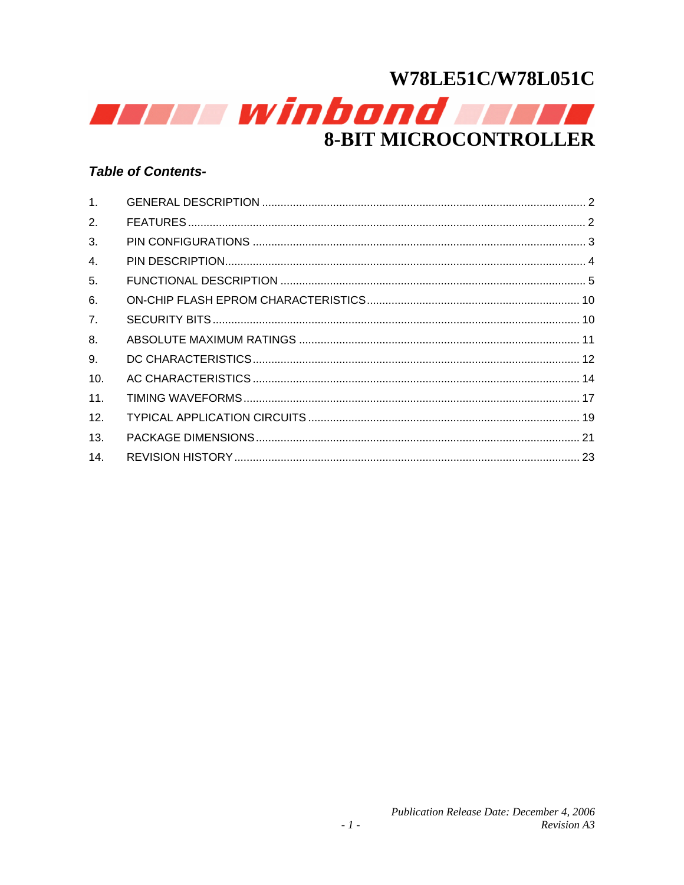# W78LE51C/W78L051C

**winbond**

# 8-BIT MICROCONTROLLER

***Table of Contents-***

1. GENERAL DESCRIPTION ........................................ 2
2. FEATURES ........................................ 2
3. PIN CONFIGURATIONS ........................................ 3
4. PIN DESCRIPTION ........................................ 4
5. FUNCTIONAL DESCRIPTION ........................................ 5
6. ON-CHIP FLASH EPROM CHARACTERISTICS ........................................ 10
7. SECURITY BITS ........................................ 10
8. ABSOLUTE MAXIMUM RATINGS ........................................ 11
9. DC CHARACTERISTICS ........................................ 12
10. AC CHARACTERISTICS ........................................ 14
11. TIMING WAVEFORMS ........................................ 17
12. TYPICAL APPLICATION CIRCUITS ........................................ 19
13. PACKAGE DIMENSIONS ........................................ 21
14. REVISION HISTORY ........................................ 23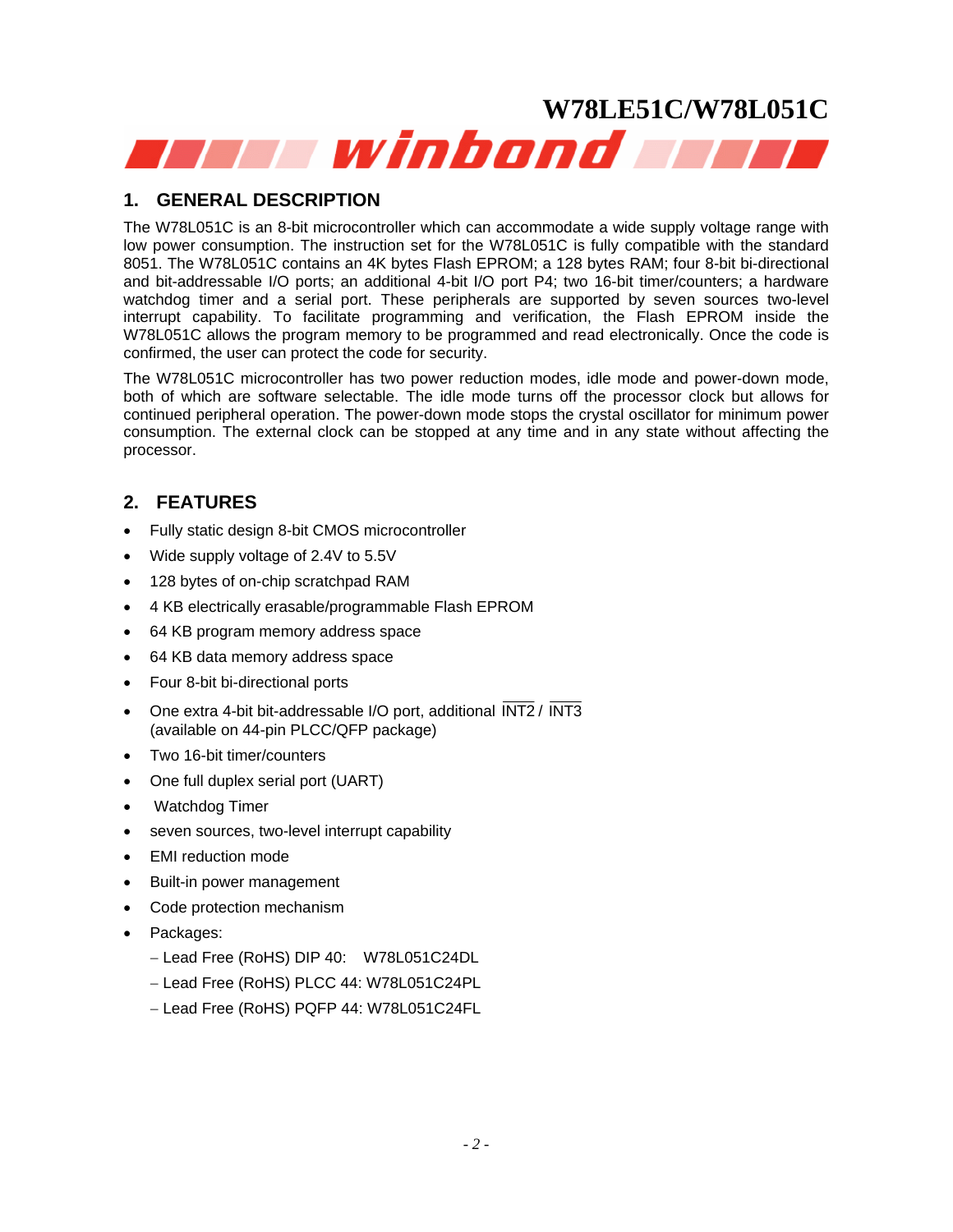## 1. GENERAL DESCRIPTION

The W78L051C is an 8-bit microcontroller which can accommodate a wide supply voltage range with low power consumption. The instruction set for the W78L051C is fully compatible with the standard 8051. The W78L051C contains an 4K bytes Flash EPROM; a 128 bytes RAM; four 8-bit bi-directional and bit-addressable I/O ports; an additional 4-bit I/O port P4; two 16-bit timer/counters; a hardware watchdog timer and a serial port. These peripherals are supported by seven sources two-level interrupt capability. To facilitate programming and verification, the Flash EPROM inside the W78L051C allows the program memory to be programmed and read electronically. Once the code is confirmed, the user can protect the code for security.

The W78L051C microcontroller has two power reduction modes, idle mode and power-down mode, both of which are software selectable. The idle mode turns off the processor clock but allows for continued peripheral operation. The power-down mode stops the crystal oscillator for minimum power consumption. The external clock can be stopped at any time and in any state without affecting the processor.

## 2. FEATURES

- Fully static design 8-bit CMOS microcontroller
- Wide supply voltage of 2.4V to 5.5V
- 128 bytes of on-chip scratchpad RAM
- 4 KB electrically erasable/programmable Flash EPROM
- 64 KB program memory address space
- 64 KB data memory address space
- Four 8-bit bi-directional ports
- One extra 4-bit bit-addressable I/O port, additional $\overline{\text{INT2}}$ / $\overline{\text{INT3}}$ (available on 44-pin PLCC/QFP package)
- Two 16-bit timer/counters
- One full duplex serial port (UART)
- Watchdog Timer
- seven sources, two-level interrupt capability
- EMI reduction mode
- Built-in power management
- Code protection mechanism
- Packages:
  - Lead Free (RoHS) DIP 40: W78L051C24DL
  - Lead Free (RoHS) PLCC 44: W78L051C24PL
  - Lead Free (RoHS) PQFP 44: W78L051C24FL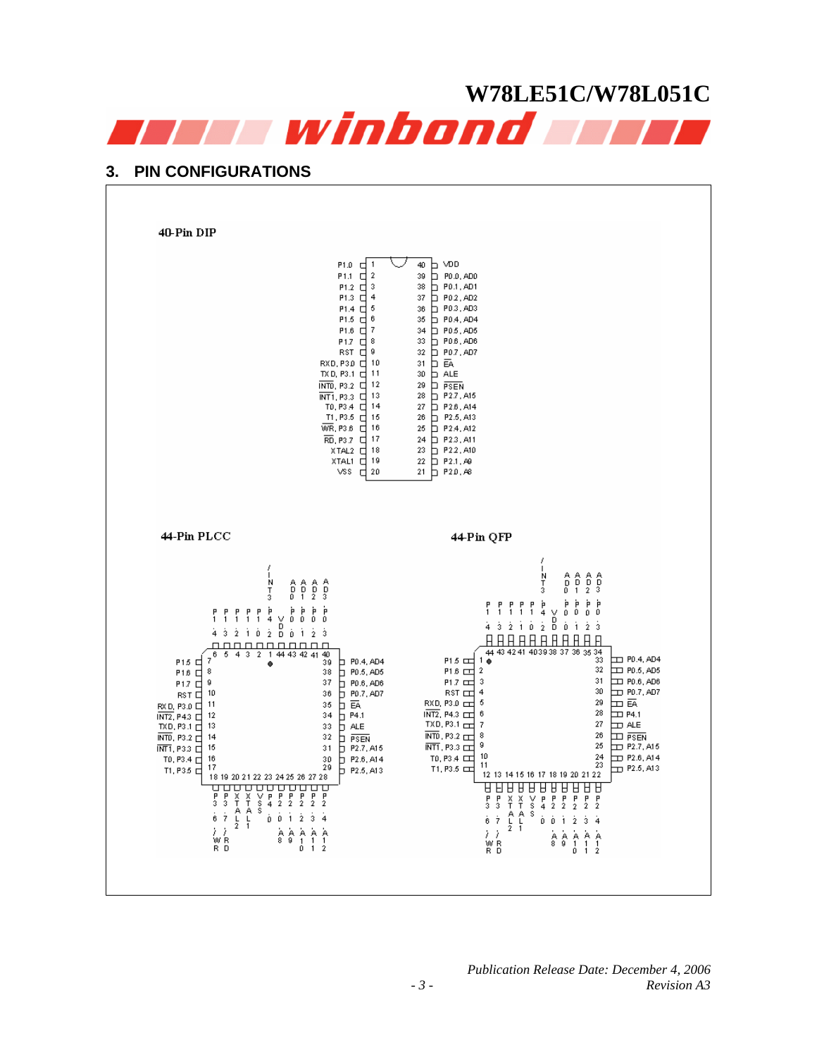## 3. PIN CONFIGURATIONS

### 40-Pin DIP

| Pin | Name | Pin | Name |
|---|---|---|---|
| 1 | P1.0 | 40 | VDD |
| 2 | P1.1 | 39 | P0.0, AD0 |
| 3 | P1.2 | 38 | P0.1, AD1 |
| 4 | P1.3 | 37 | P0.2, AD2 |
| 5 | P1.4 | 36 | P0.3, AD3 |
| 6 | P1.5 | 35 | P0.4, AD4 |
| 7 | P1.6 | 34 | P0.5, AD5 |
| 8 | P1.7 | 33 | P0.6, AD6 |
| 9 | RST | 32 | P0.7, AD7 |
| 10 | RXD, P3.0 | 31 | $\overline{EA}$ |
| 11 | TXD, P3.1 | 30 | ALE |
| 12 | $\overline{INT0}$, P3.2 | 29 | $\overline{PSEN}$ |
| 13 | $\overline{INT1}$, P3.3 | 28 | P2.7, A15 |
| 14 | T0, P3.4 | 27 | P2.6, A14 |
| 15 | T1, P3.5 | 26 | P2.5, A13 |
| 16 | $\overline{WR}$, P3.6 | 25 | P2.4, A12 |
| 17 | $\overline{RD}$, P3.7 | 24 | P2.3, A11 |
| 18 | XTAL2 | 23 | P2.2, A10 |
| 19 | XTAL1 | 22 | P2.1, A9 |
| 20 | VSS | 21 | P2.0, A8 |

### 44-Pin PLCC

| Pin | Name | Pin | Name |
|---|---|---|---|
| 1 | P4.2 | 23 | P2.2, A10 |
| 2 | P1.0 | 24 | P2.3, A11 |
| 3 | P1.1 | 25 | P2.4, A12 |
| 4 | P1.2 | 26 | P2.5, A13 |
| 5 | P1.3 | 27 | P2.6, A14 |
| 6 | P1.4 | 28 | P2.7, A15 |
| 7 | P1.5 | 29 | $\overline{PSEN}$ |
| 8 | P1.6 | 30 | ALE |
| 9 | P1.7 | 31 | P4.1 |
| 10 | RST | 32 | $\overline{EA}$ |
| 11 | RXD, P3.0 | 33 | P0.7, AD7 |
| 12 | $\overline{INT2}$, P4.3 | 34 | P0.6, AD6 |
| 13 | TXD, P3.1 | 35 | P0.5, AD5 |
| 14 | $\overline{INT0}$, P3.2 | 36 | P0.4, AD4 |
| 15 | $\overline{INT1}$, P3.3 | 37 | P0.3, AD3 |
| 16 | T0, P3.4 | 38 | P0.2, AD2 |
| 17 | T1, P3.5 | 39 | P0.1, AD1 |
| 18 | P3.6, $\overline{WR}$ | 40 | P0.0, AD0 |
| 19 | P3.7, $\overline{RD}$ | 41 | VDD |
| 20 | XTAL2 | 42 | P4.0 |
| 21 | XTAL1 | 43 | $\overline{INT3}$ |
| 22 | VSS | 44 | P2.0, A8 |

### 44-Pin QFP

| Pin | Name | Pin | Name |
|---|---|---|---|
| 1 | P1.5 | 23 | P2.5, A13 |
| 2 | P1.6 | 24 | P2.6, A14 |
| 3 | P1.7 | 25 | P2.7, A15 |
| 4 | RST | 26 | $\overline{PSEN}$ |
| 5 | RXD, P3.0 | 27 | ALE |
| 6 | $\overline{INT2}$, P4.3 | 28 | P4.1 |
| 7 | TXD, P3.1 | 29 | $\overline{EA}$ |
| 8 | $\overline{INT0}$, P3.2 | 30 | P0.7, AD7 |
| 9 | $\overline{INT1}$, P3.3 | 31 | P0.6, AD6 |
| 10 | T0, P3.4 | 32 | P0.5, AD5 |
| 11 | T1, P3.5 | 33 | P0.4, AD4 |
| 12 | P3.6, $\overline{WR}$ | 34 | P0.3, AD3 |
| 13 | P3.7, $\overline{RD}$ | 35 | P0.2, AD2 |
| 14 | XTAL2 | 36 | P0.1, AD1 |
| 15 | XTAL1 | 37 | P0.0, AD0 |
| 16 | VSS | 38 | VDD |
| 17 | P4.0 | 39 | P4.2 |
| 18 | P2.0, A8 | 40 | P1.0 |
| 19 | P2.1, A9 | 41 | P1.1 |
| 20 | P2.2, A10 | 42 | P1.2 |
| 21 | P2.3, A11 | 43 | P1.3 |
| 22 | P2.4, A12 | 44 | P1.4 |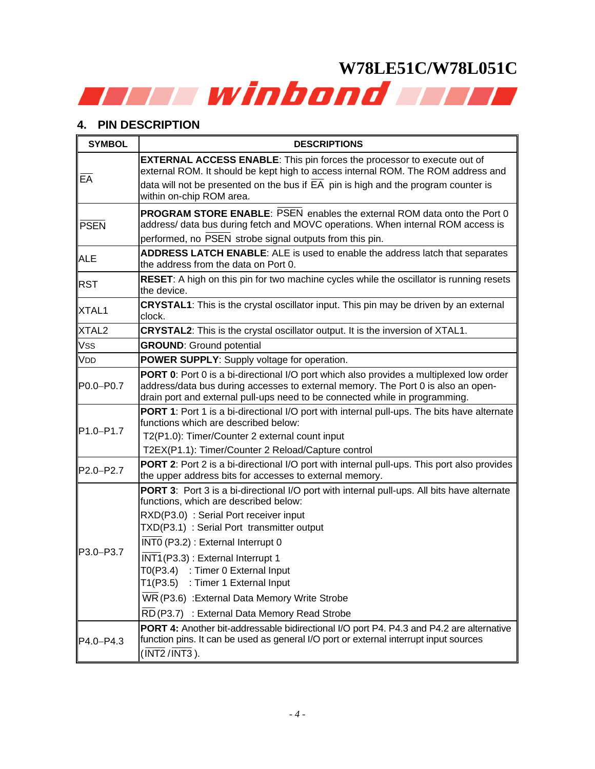## 4. PIN DESCRIPTION

| SYMBOL | DESCRIPTIONS |
|---|---|
| $\overline{EA}$ | **EXTERNAL ACCESS ENABLE**: This pin forces the processor to execute out of external ROM. It should be kept high to access internal ROM. The ROM address and data will not be presented on the bus if $\overline{EA}$ pin is high and the program counter is within on-chip ROM area. |
| $\overline{PSEN}$ | **PROGRAM STORE ENABLE**: $\overline{PSEN}$ enables the external ROM data onto the Port 0 address/ data bus during fetch and MOVC operations. When internal ROM access is performed, no $\overline{PSEN}$ strobe signal outputs from this pin. |
| ALE | **ADDRESS LATCH ENABLE**: ALE is used to enable the address latch that separates the address from the data on Port 0. |
| RST | **RESET**: A high on this pin for two machine cycles while the oscillator is running resets the device. |
| XTAL1 | **CRYSTAL1**: This is the crystal oscillator input. This pin may be driven by an external clock. |
| XTAL2 | **CRYSTAL2**: This is the crystal oscillator output. It is the inversion of XTAL1. |
| VSS | **GROUND**: Ground potential |
| VDD | **POWER SUPPLY**: Supply voltage for operation. |
| P0.0−P0.7 | **PORT 0**: Port 0 is a bi-directional I/O port which also provides a multiplexed low order address/data bus during accesses to external memory. The Port 0 is also an open-drain port and external pull-ups need to be connected while in programming. |
| P1.0−P1.7 | **PORT 1**: Port 1 is a bi-directional I/O port with internal pull-ups. The bits have alternate functions which are described below:<br>T2(P1.0): Timer/Counter 2 external count input<br>T2EX(P1.1): Timer/Counter 2 Reload/Capture control |
| P2.0−P2.7 | **PORT 2**: Port 2 is a bi-directional I/O port with internal pull-ups. This port also provides the upper address bits for accesses to external memory. |
| P3.0−P3.7 | **PORT 3**: Port 3 is a bi-directional I/O port with internal pull-ups. All bits have alternate functions, which are described below:<br>RXD(P3.0) : Serial Port receiver input<br>TXD(P3.1) : Serial Port transmitter output<br>$\overline{INT0}$ (P3.2) : External Interrupt 0<br>$\overline{INT1}$(P3.3) : External Interrupt 1<br>T0(P3.4) : Timer 0 External Input<br>T1(P3.5) : Timer 1 External Input<br>$\overline{WR}$ (P3.6) :External Data Memory Write Strobe<br>$\overline{RD}$ (P3.7) : External Data Memory Read Strobe |
| P4.0−P4.3 | **PORT 4:** Another bit-addressable bidirectional I/O port P4. P4.3 and P4.2 are alternative function pins. It can be used as general I/O port or external interrupt input sources ($\overline{INT2}$ / $\overline{INT3}$ ). |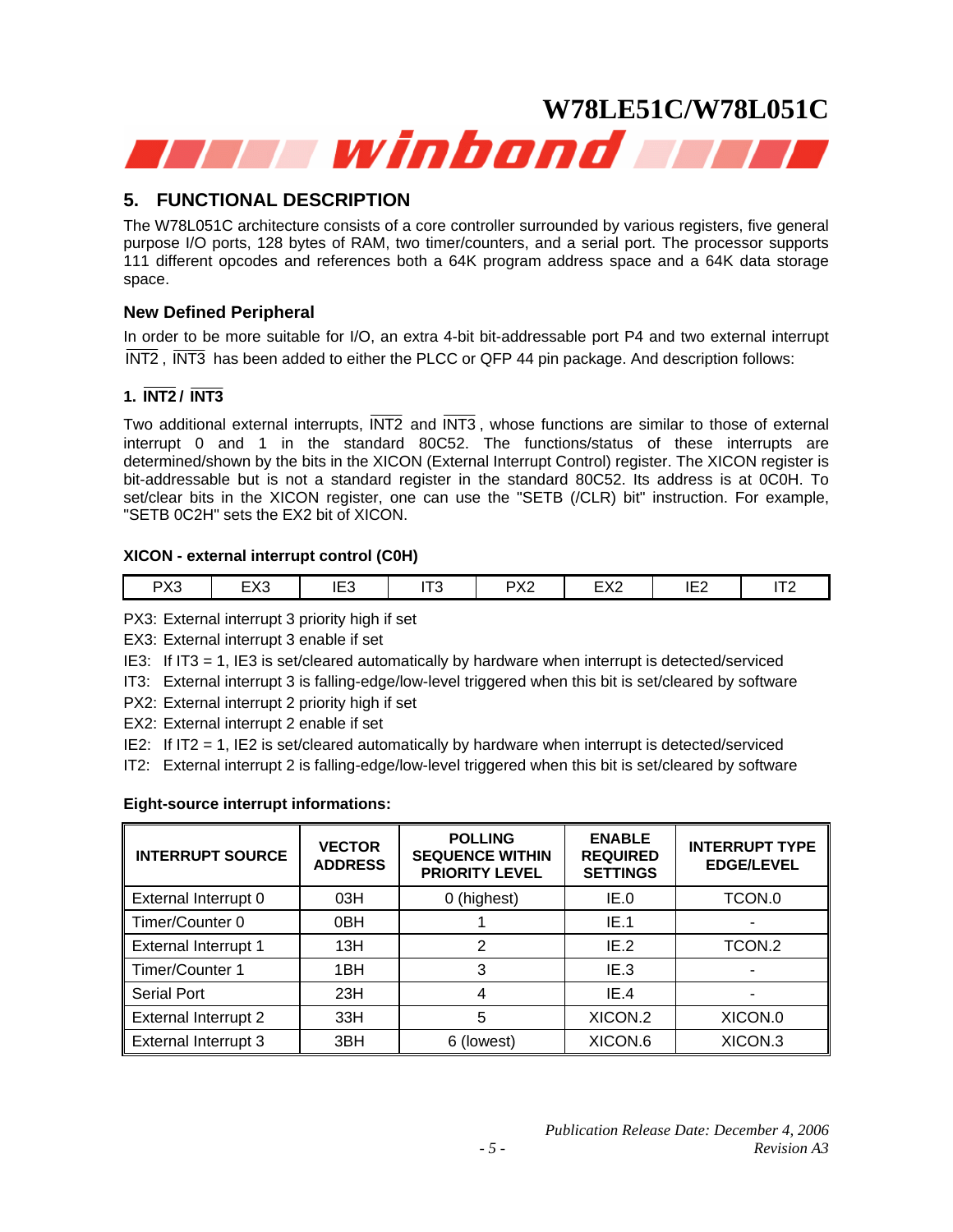## 5. FUNCTIONAL DESCRIPTION

The W78L051C architecture consists of a core controller surrounded by various registers, five general purpose I/O ports, 128 bytes of RAM, two timer/counters, and a serial port. The processor supports 111 different opcodes and references both a 64K program address space and a 64K data storage space.

### New Defined Peripheral

In order to be more suitable for I/O, an extra 4-bit bit-addressable port P4 and two external interrupt $\overline{INT2}$, $\overline{INT3}$ has been added to either the PLCC or QFP 44 pin package. And description follows:

#### 1. $\overline{INT2}$ / $\overline{INT3}$

Two additional external interrupts, $\overline{INT2}$ and $\overline{INT3}$, whose functions are similar to those of external interrupt 0 and 1 in the standard 80C52. The functions/status of these interrupts are determined/shown by the bits in the XICON (External Interrupt Control) register. The XICON register is bit-addressable but is not a standard register in the standard 80C52. Its address is at 0C0H. To set/clear bits in the XICON register, one can use the "SETB (/CLR) bit" instruction. For example, "SETB 0C2H" sets the EX2 bit of XICON.

**XICON - external interrupt control (C0H)**

| PX3 | EX3 | IE3 | IT3 | PX2 | EX2 | IE2 | IT2 |
|---|---|---|---|---|---|---|---|

PX3: External interrupt 3 priority high if set

EX3: External interrupt 3 enable if set

IE3: If IT3 = 1, IE3 is set/cleared automatically by hardware when interrupt is detected/serviced

IT3: External interrupt 3 is falling-edge/low-level triggered when this bit is set/cleared by software

PX2: External interrupt 2 priority high if set

EX2: External interrupt 2 enable if set

IE2: If IT2 = 1, IE2 is set/cleared automatically by hardware when interrupt is detected/serviced

IT2: External interrupt 2 is falling-edge/low-level triggered when this bit is set/cleared by software

**Eight-source interrupt informations:**

| INTERRUPT SOURCE | VECTOR ADDRESS | POLLING SEQUENCE WITHIN PRIORITY LEVEL | ENABLE REQUIRED SETTINGS | INTERRUPT TYPE EDGE/LEVEL |
|---|---|---|---|---|
| External Interrupt 0 | 03H | 0 (highest) | IE.0 | TCON.0 |
| Timer/Counter 0 | 0BH | 1 | IE.1 | - |
| External Interrupt 1 | 13H | 2 | IE.2 | TCON.2 |
| Timer/Counter 1 | 1BH | 3 | IE.3 | - |
| Serial Port | 23H | 4 | IE.4 | - |
| External Interrupt 2 | 33H | 5 | XICON.2 | XICON.0 |
| External Interrupt 3 | 3BH | 6 (lowest) | XICON.6 | XICON.3 |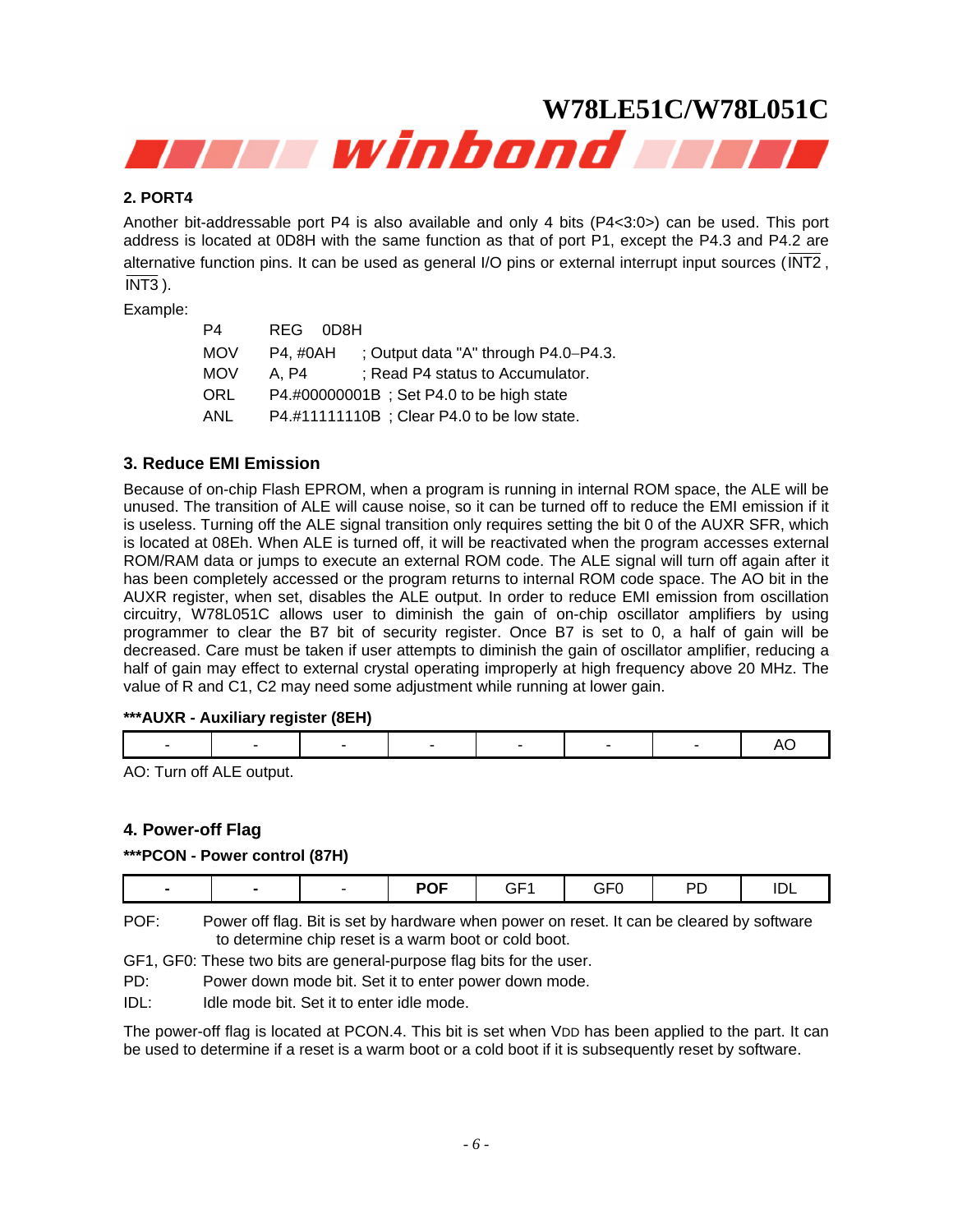## 2. PORT4

Another bit-addressable port P4 is also available and only 4 bits (P4<3:0>) can be used. This port address is located at 0D8H with the same function as that of port P1, except the P4.3 and P4.2 are alternative function pins. It can be used as general I/O pins or external interrupt input sources ($\overline{INT2}$, $\overline{INT3}$).

Example:

```
P4    REG   0D8H
MOV   P4, #0AH      ; Output data "A" through P4.0–P4.3.
MOV   A, P4         ; Read P4 status to Accumulator.
ORL   P4.#00000001B ; Set P4.0 to be high state
ANL   P4.#11111110B ; Clear P4.0 to be low state.
```

## 3. Reduce EMI Emission

Because of on-chip Flash EPROM, when a program is running in internal ROM space, the ALE will be unused. The transition of ALE will cause noise, so it can be turned off to reduce the EMI emission if it is useless. Turning off the ALE signal transition only requires setting the bit 0 of the AUXR SFR, which is located at 08Eh. When ALE is turned off, it will be reactivated when the program accesses external ROM/RAM data or jumps to execute an external ROM code. The ALE signal will turn off again after it has been completely accessed or the program returns to internal ROM code space. The AO bit in the AUXR register, when set, disables the ALE output. In order to reduce EMI emission from oscillation circuitry, W78L051C allows user to diminish the gain of on-chip oscillator amplifiers by using programmer to clear the B7 bit of security register. Once B7 is set to 0, a half of gain will be decreased. Care must be taken if user attempts to diminish the gain of oscillator amplifier, reducing a half of gain may effect to external crystal operating improperly at high frequency above 20 MHz. The value of R and C1, C2 may need some adjustment while running at lower gain.

**\*\*\*AUXR - Auxiliary register (8EH)**

| - | - | - | - | - | - | - | AO |
|---|---|---|---|---|---|---|---|

AO: Turn off ALE output.

## 4. Power-off Flag

**\*\*\*PCON - Power control (87H)**

| - | - | - | POF | GF1 | GF0 | PD | IDL |
|---|---|---|---|---|---|---|---|

POF: Power off flag. Bit is set by hardware when power on reset. It can be cleared by software to determine chip reset is a warm boot or cold boot.

GF1, GF0: These two bits are general-purpose flag bits for the user.

PD: Power down mode bit. Set it to enter power down mode.

IDL: Idle mode bit. Set it to enter idle mode.

The power-off flag is located at PCON.4. This bit is set when $V_{DD}$ has been applied to the part. It can be used to determine if a reset is a warm boot or a cold boot if it is subsequently reset by software.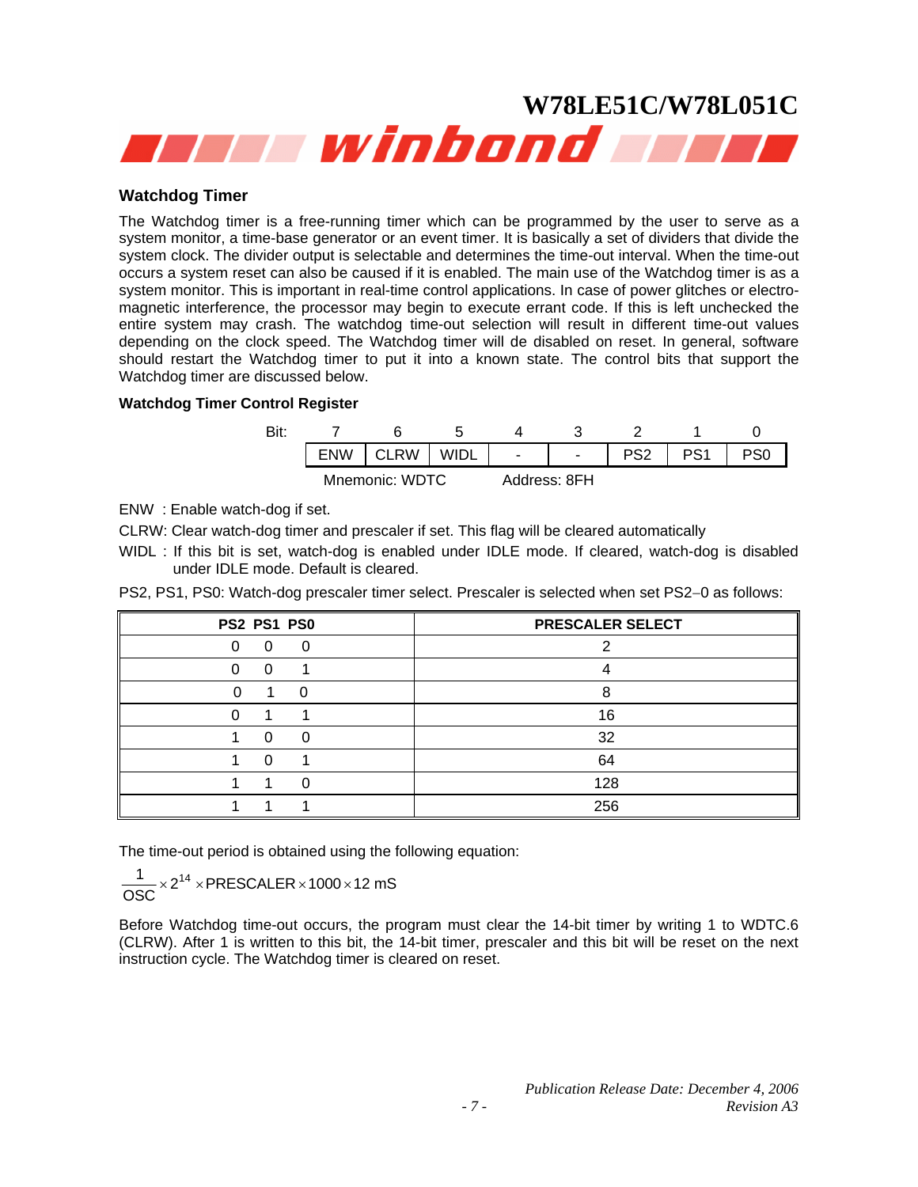## Watchdog Timer

The Watchdog timer is a free-running timer which can be programmed by the user to serve as a system monitor, a time-base generator or an event timer. It is basically a set of dividers that divide the system clock. The divider output is selectable and determines the time-out interval. When the time-out occurs a system reset can also be caused if it is enabled. The main use of the Watchdog timer is as a system monitor. This is important in real-time control applications. In case of power glitches or electro-magnetic interference, the processor may begin to execute errant code. If this is left unchecked the entire system may crash. The watchdog time-out selection will result in different time-out values depending on the clock speed. The Watchdog timer will de disabled on reset. In general, software should restart the Watchdog timer to put it into a known state. The control bits that support the Watchdog timer are discussed below.

### Watchdog Timer Control Register

| Bit: | 7 | 6 | 5 | 4 | 3 | 2 | 1 | 0 |
|---|---|---|---|---|---|---|---|---|
| | ENW | CLRW | WIDL | - | - | PS2 | PS1 | PS0 |

Mnemonic: WDTC    Address: 8FH

ENW : Enable watch-dog if set.

CLRW: Clear watch-dog timer and prescaler if set. This flag will be cleared automatically

WIDL : If this bit is set, watch-dog is enabled under IDLE mode. If cleared, watch-dog is disabled under IDLE mode. Default is cleared.

PS2, PS1, PS0: Watch-dog prescaler timer select. Prescaler is selected when set PS2−0 as follows:

| PS2 PS1 PS0 | PRESCALER SELECT |
|---|---|
| 0 0 0 | 2 |
| 0 0 1 | 4 |
| 0 1 0 | 8 |
| 0 1 1 | 16 |
| 1 0 0 | 32 |
| 1 0 1 | 64 |
| 1 1 0 | 128 |
| 1 1 1 | 256 |

The time-out period is obtained using the following equation:

$$\frac{1}{OSC} \times 2^{14} \times PRESCALER \times 1000 \times 12 \text{ mS}$$

Before Watchdog time-out occurs, the program must clear the 14-bit timer by writing 1 to WDTC.6 (CLRW). After 1 is written to this bit, the 14-bit timer, prescaler and this bit will be reset on the next instruction cycle. The Watchdog timer is cleared on reset.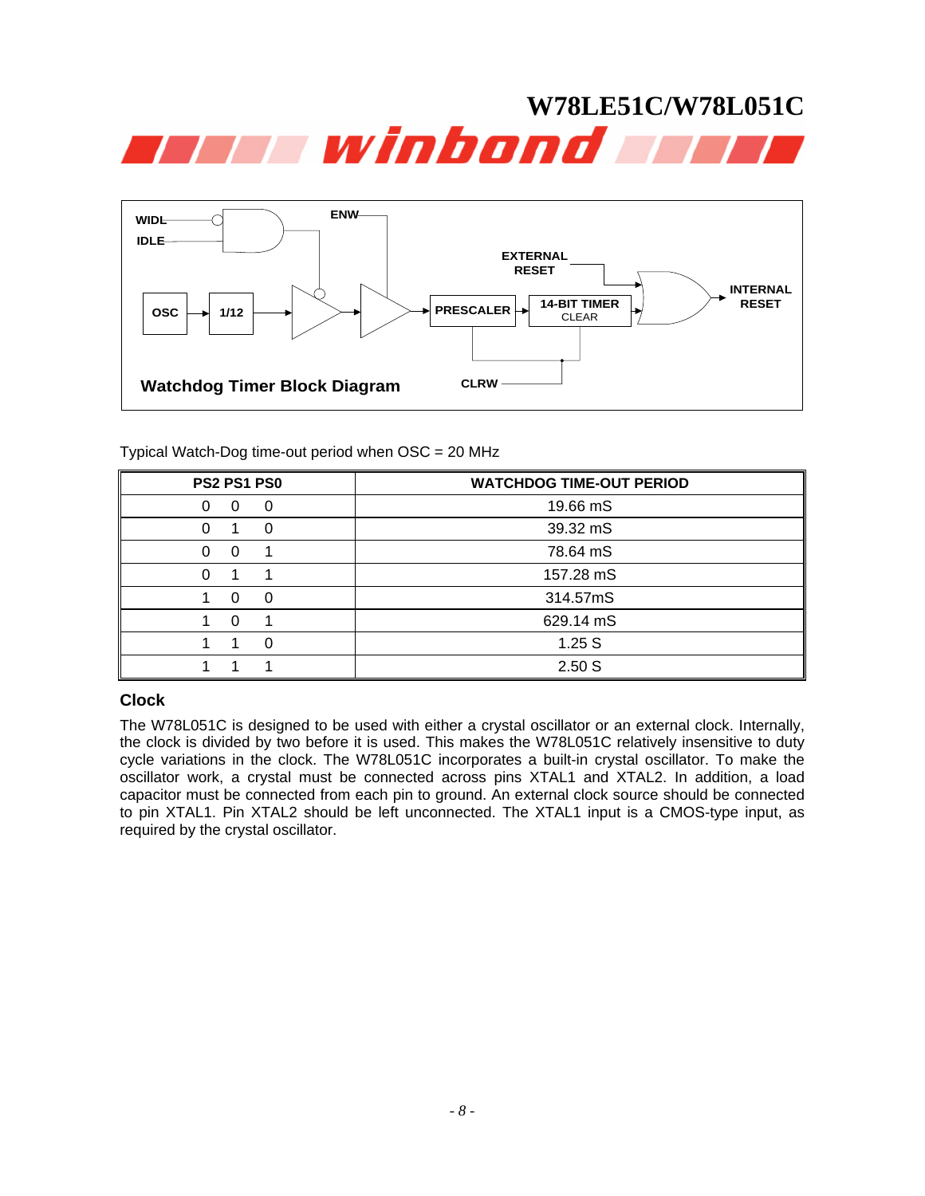**Watchdog Timer Block Diagram**

Typical Watch-Dog time-out period when OSC = 20 MHz

| PS2 PS1 PS0 | WATCHDOG TIME-OUT PERIOD |
|---|---|
| 0 0 0 | 19.66 mS |
| 0 1 0 | 39.32 mS |
| 0 0 1 | 78.64 mS |
| 0 1 1 | 157.28 mS |
| 1 0 0 | 314.57mS |
| 1 0 1 | 629.14 mS |
| 1 1 0 | 1.25 S |
| 1 1 1 | 2.50 S |

### Clock

The W78L051C is designed to be used with either a crystal oscillator or an external clock. Internally, the clock is divided by two before it is used. This makes the W78L051C relatively insensitive to duty cycle variations in the clock. The W78L051C incorporates a built-in crystal oscillator. To make the oscillator work, a crystal must be connected across pins XTAL1 and XTAL2. In addition, a load capacitor must be connected from each pin to ground. An external clock source should be connected to pin XTAL1. Pin XTAL2 should be left unconnected. The XTAL1 input is a CMOS-type input, as required by the crystal oscillator.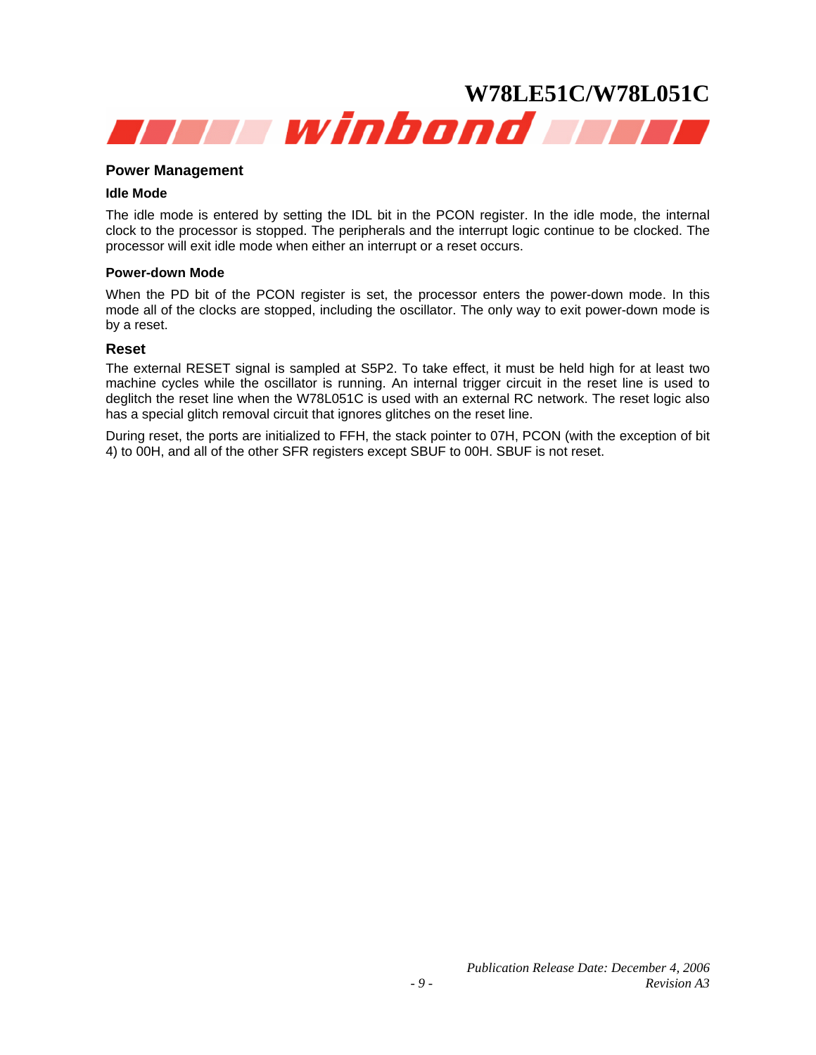## Power Management

### Idle Mode

The idle mode is entered by setting the IDL bit in the PCON register. In the idle mode, the internal clock to the processor is stopped. The peripherals and the interrupt logic continue to be clocked. The processor will exit idle mode when either an interrupt or a reset occurs.

### Power-down Mode

When the PD bit of the PCON register is set, the processor enters the power-down mode. In this mode all of the clocks are stopped, including the oscillator. The only way to exit power-down mode is by a reset.

## Reset

The external RESET signal is sampled at S5P2. To take effect, it must be held high for at least two machine cycles while the oscillator is running. An internal trigger circuit in the reset line is used to deglitch the reset line when the W78L051C is used with an external RC network. The reset logic also has a special glitch removal circuit that ignores glitches on the reset line.

During reset, the ports are initialized to FFH, the stack pointer to 07H, PCON (with the exception of bit 4) to 00H, and all of the other SFR registers except SBUF to 00H. SBUF is not reset.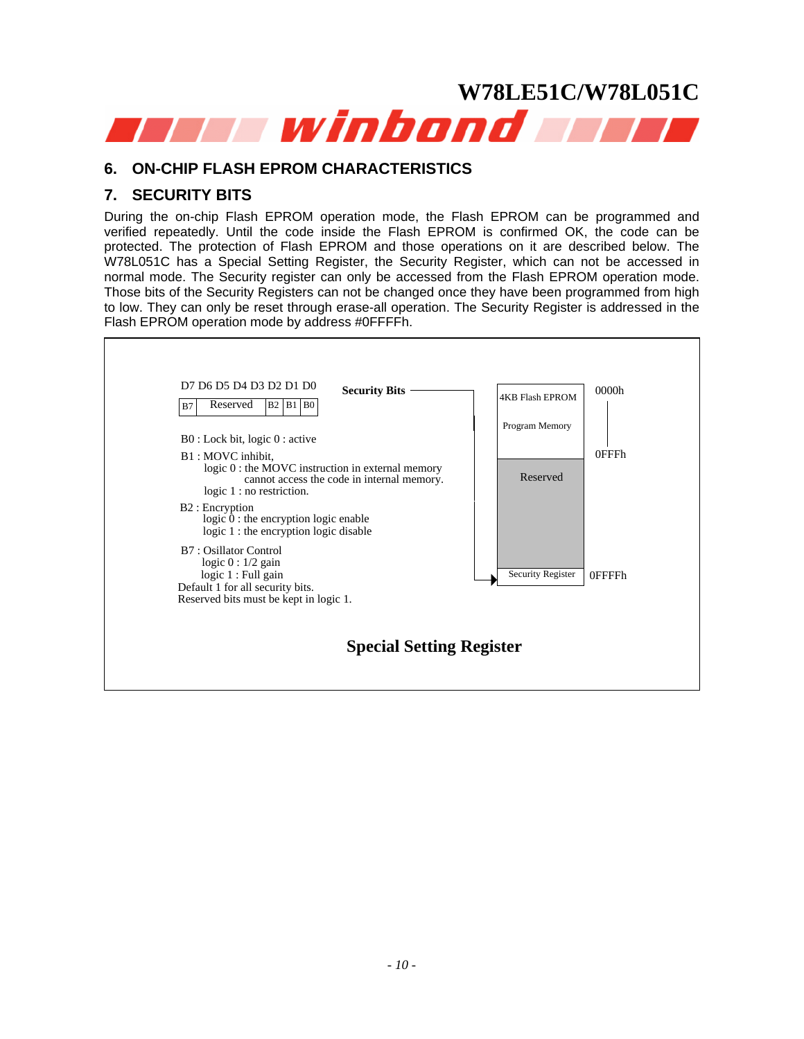## 6. ON-CHIP FLASH EPROM CHARACTERISTICS

## 7. SECURITY BITS

During the on-chip Flash EPROM operation mode, the Flash EPROM can be programmed and verified repeatedly. Until the code inside the Flash EPROM is confirmed OK, the code can be protected. The protection of Flash EPROM and those operations on it are described below. The W78L051C has a Special Setting Register, the Security Register, which can not be accessed in normal mode. The Security register can only be accessed from the Flash EPROM operation mode. Those bits of the Security Registers can not be changed once they have been programmed from high to low. They can only be reset through erase-all operation. The Security Register is addressed in the Flash EPROM operation mode by address #0FFFFh.

| D7 | D6 D5 D4 D3 | D2 | D1 | D0 |
|---|---|---|---|---|
| B7 | Reserved | B2 | B1 | B0 |

**Security Bits**

B0 : Lock bit, logic 0 : active

B1 : MOVC inhibit,
  logic 0 : the MOVC instruction in external memory cannot access the code in internal memory.
  logic 1 : no restriction.

B2 : Encryption
  logic 0 : the encryption logic enable
  logic 1 : the encryption logic disable

B7 : Osillator Control
  logic 0 : 1/2 gain
  logic 1 : Full gain

Default 1 for all security bits.
Reserved bits must be kept in logic 1.

| Address | Memory |
|---|---|
| 0000h – 0FFFh | 4KB Flash EPROM Program Memory |
| | Reserved |
| 0FFFFh | Security Register |

**Special Setting Register**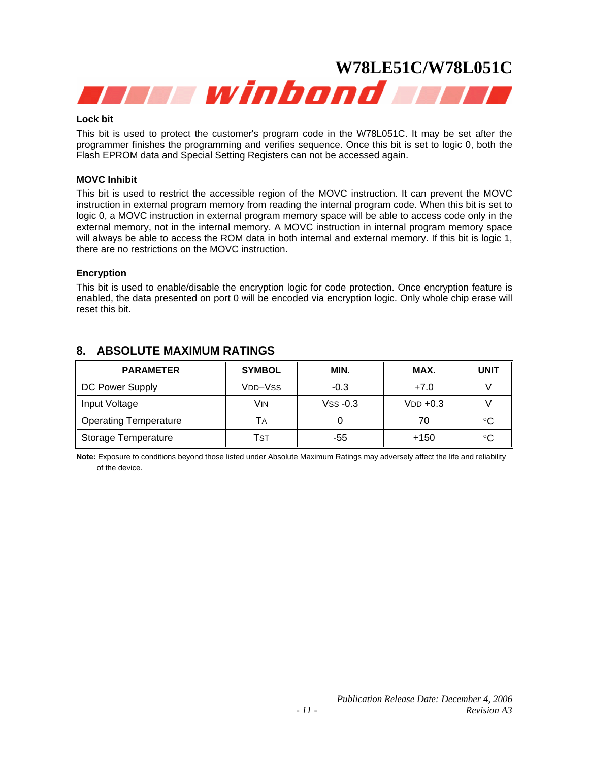### Lock bit

This bit is used to protect the customer's program code in the W78L051C. It may be set after the programmer finishes the programming and verifies sequence. Once this bit is set to logic 0, both the Flash EPROM data and Special Setting Registers can not be accessed again.

### MOVC Inhibit

This bit is used to restrict the accessible region of the MOVC instruction. It can prevent the MOVC instruction in external program memory from reading the internal program code. When this bit is set to logic 0, a MOVC instruction in external program memory space will be able to access code only in the external memory, not in the internal memory. A MOVC instruction in internal program memory space will always be able to access the ROM data in both internal and external memory. If this bit is logic 1, there are no restrictions on the MOVC instruction.

### Encryption

This bit is used to enable/disable the encryption logic for code protection. Once encryption feature is enabled, the data presented on port 0 will be encoded via encryption logic. Only whole chip erase will reset this bit.

## 8. ABSOLUTE MAXIMUM RATINGS

| PARAMETER | SYMBOL | MIN. | MAX. | UNIT |
|---|---|---|---|---|
| DC Power Supply | $V_{DD}-V_{SS}$ | -0.3 | +7.0 | V |
| Input Voltage | $V_{IN}$ | $V_{SS}$ -0.3 | $V_{DD}$ +0.3 | V |
| Operating Temperature | $T_A$ | 0 | 70 | °C |
| Storage Temperature | $T_{ST}$ | -55 | +150 | °C |

**Note:** Exposure to conditions beyond those listed under Absolute Maximum Ratings may adversely affect the life and reliability of the device.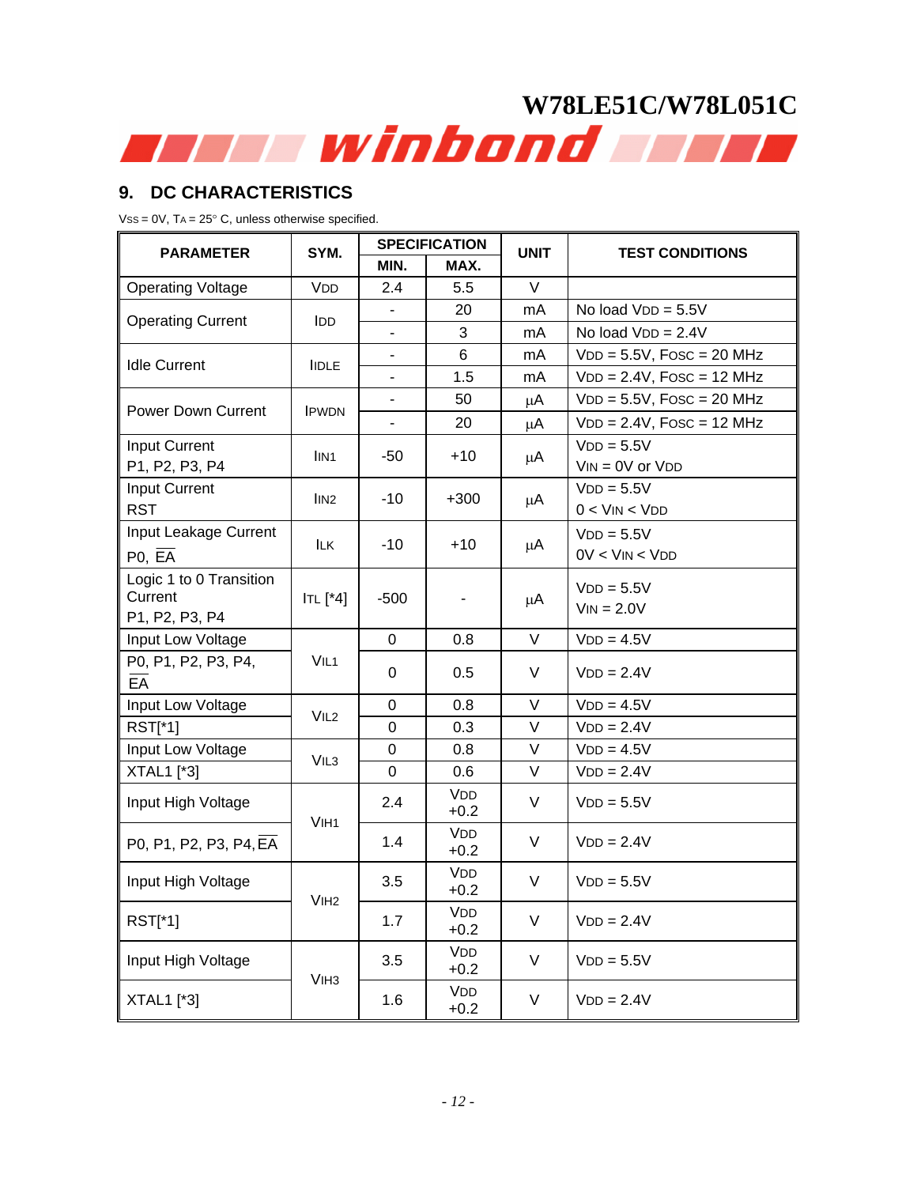## 9. DC CHARACTERISTICS

$V_{SS}$ = 0V, $T_A$ = 25° C, unless otherwise specified.

| PARAMETER | SYM. | SPECIFICATION | | UNIT | TEST CONDITIONS |
|---|---|---|---|---|---|
| | | MIN. | MAX. | | |
| Operating Voltage | $V_{DD}$ | 2.4 | 5.5 | V | |
| Operating Current | $I_{DD}$ | - | 20 | mA | No load $V_{DD}$ = 5.5V |
| | | - | 3 | mA | No load $V_{DD}$ = 2.4V |
| Idle Current | $I_{IDLE}$ | - | 6 | mA | $V_{DD}$ = 5.5V, $F_{OSC}$ = 20 MHz |
| | | - | 1.5 | mA | $V_{DD}$ = 2.4V, $F_{OSC}$ = 12 MHz |
| Power Down Current | $I_{PWDN}$ | - | 50 | μA | $V_{DD}$ = 5.5V, $F_{OSC}$ = 20 MHz |
| | | - | 20 | μA | $V_{DD}$ = 2.4V, $F_{OSC}$ = 12 MHz |
| Input Current P1, P2, P3, P4 | $I_{IN1}$ | -50 | +10 | μA | $V_{DD}$ = 5.5V $V_{IN}$ = 0V or $V_{DD}$ |
| Input Current RST | $I_{IN2}$ | -10 | +300 | μA | $V_{DD}$ = 5.5V 0 < $V_{IN}$ < $V_{DD}$ |
| Input Leakage Current P0, $\overline{EA}$ | $I_{LK}$ | -10 | +10 | μA | $V_{DD}$ = 5.5V 0V < $V_{IN}$ < $V_{DD}$ |
| Logic 1 to 0 Transition Current P1, P2, P3, P4 | $I_{TL}$ [*4] | -500 | - | μA | $V_{DD}$ = 5.5V $V_{IN}$ = 2.0V |
| Input Low Voltage | $V_{IL1}$ | 0 | 0.8 | V | $V_{DD}$ = 4.5V |
| P0, P1, P2, P3, P4, $\overline{EA}$ | | 0 | 0.5 | V | $V_{DD}$ = 2.4V |
| Input Low Voltage | $V_{IL2}$ | 0 | 0.8 | V | $V_{DD}$ = 4.5V |
| RST[*1] | | 0 | 0.3 | V | $V_{DD}$ = 2.4V |
| Input Low Voltage | $V_{IL3}$ | 0 | 0.8 | V | $V_{DD}$ = 4.5V |
| XTAL1 [*3] | | 0 | 0.6 | V | $V_{DD}$ = 2.4V |
| Input High Voltage | $V_{IH1}$ | 2.4 | $V_{DD}$ +0.2 | V | $V_{DD}$ = 5.5V |
| P0, P1, P2, P3, P4, $\overline{EA}$ | | 1.4 | $V_{DD}$ +0.2 | V | $V_{DD}$ = 2.4V |
| Input High Voltage | $V_{IH2}$ | 3.5 | $V_{DD}$ +0.2 | V | $V_{DD}$ = 5.5V |
| RST[*1] | | 1.7 | $V_{DD}$ +0.2 | V | $V_{DD}$ = 2.4V |
| Input High Voltage | $V_{IH3}$ | 3.5 | $V_{DD}$ +0.2 | V | $V_{DD}$ = 5.5V |
| XTAL1 [*3] | | 1.6 | $V_{DD}$ +0.2 | V | $V_{DD}$ = 2.4V |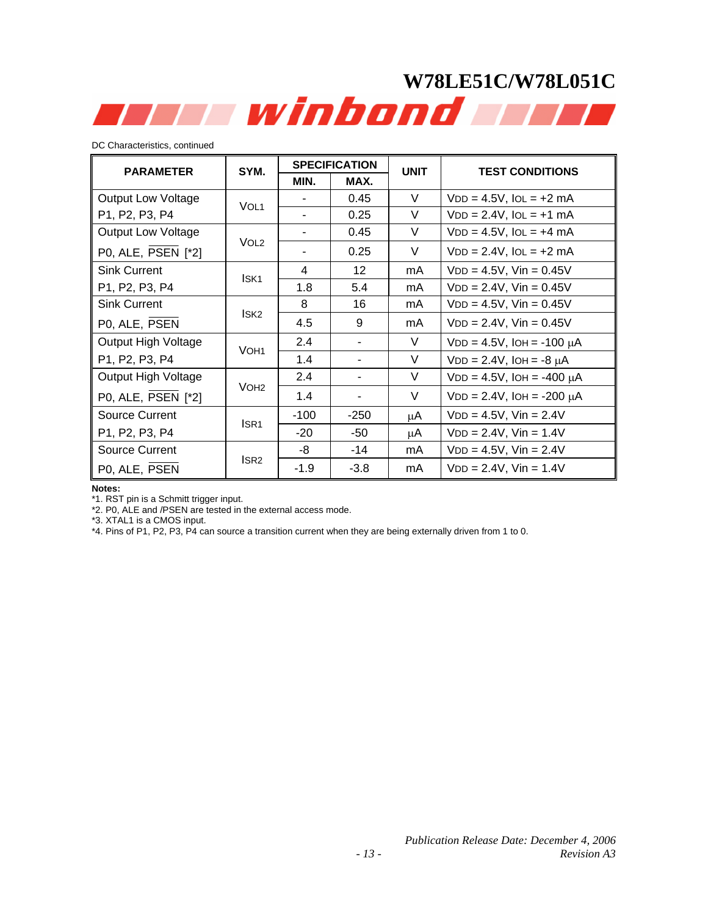DC Characteristics, continued

| PARAMETER | SYM. | SPECIFICATION | | UNIT | TEST CONDITIONS |
|---|---|---|---|---|---|
| | | MIN. | MAX. | | |
| Output Low Voltage P1, P2, P3, P4 | $V_{OL1}$ | - | 0.45 | V | $V_{DD}$ = 4.5V, $I_{OL}$ = +2 mA |
| | | - | 0.25 | V | $V_{DD}$ = 2.4V, $I_{OL}$ = +1 mA |
| Output Low Voltage P0, ALE, $\overline{PSEN}$ [*2] | $V_{OL2}$ | - | 0.45 | V | $V_{DD}$ = 4.5V, $I_{OL}$ = +4 mA |
| | | - | 0.25 | V | $V_{DD}$ = 2.4V, $I_{OL}$ = +2 mA |
| Sink Current P1, P2, P3, P4 | $I_{SK1}$ | 4 | 12 | mA | $V_{DD}$ = 4.5V, Vin = 0.45V |
| | | 1.8 | 5.4 | mA | $V_{DD}$ = 2.4V, Vin = 0.45V |
| Sink Current P0, ALE, $\overline{PSEN}$ | $I_{SK2}$ | 8 | 16 | mA | $V_{DD}$ = 4.5V, Vin = 0.45V |
| | | 4.5 | 9 | mA | $V_{DD}$ = 2.4V, Vin = 0.45V |
| Output High Voltage P1, P2, P3, P4 | $V_{OH1}$ | 2.4 | - | V | $V_{DD}$ = 4.5V, $I_{OH}$ = -100 μA |
| | | 1.4 | - | V | $V_{DD}$ = 2.4V, $I_{OH}$ = -8 μA |
| Output High Voltage P0, ALE, $\overline{PSEN}$ [*2] | $V_{OH2}$ | 2.4 | - | V | $V_{DD}$ = 4.5V, $I_{OH}$ = -400 μA |
| | | 1.4 | - | V | $V_{DD}$ = 2.4V, $I_{OH}$ = -200 μA |
| Source Current P1, P2, P3, P4 | $I_{SR1}$ | -100 | -250 | μA | $V_{DD}$ = 4.5V, Vin = 2.4V |
| | | -20 | -50 | μA | $V_{DD}$ = 2.4V, Vin = 1.4V |
| Source Current P0, ALE, $\overline{PSEN}$ | $I_{SR2}$ | -8 | -14 | mA | $V_{DD}$ = 4.5V, Vin = 2.4V |
| | | -1.9 | -3.8 | mA | $V_{DD}$ = 2.4V, Vin = 1.4V |

**Notes:**

*1. RST pin is a Schmitt trigger input.

*2. P0, ALE and /PSEN are tested in the external access mode.

*3. XTAL1 is a CMOS input.

*4. Pins of P1, P2, P3, P4 can source a transition current when they are being externally driven from 1 to 0.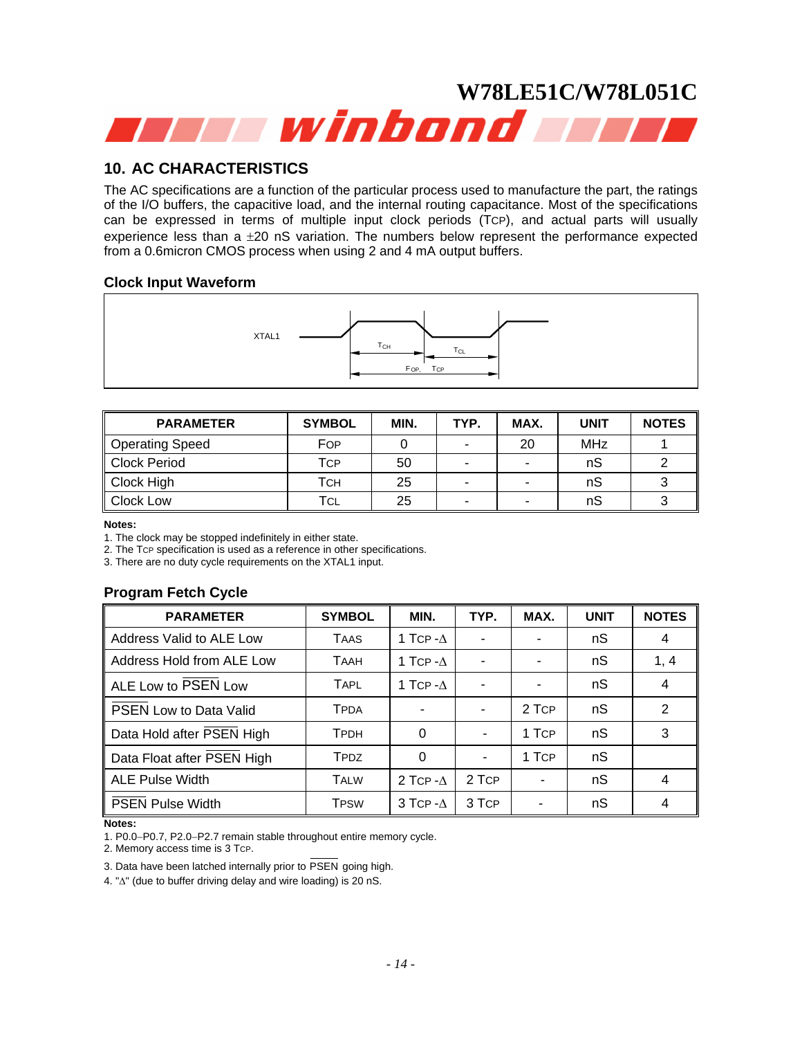## 10. AC CHARACTERISTICS

The AC specifications are a function of the particular process used to manufacture the part, the ratings of the I/O buffers, the capacitive load, and the internal routing capacitance. Most of the specifications can be expressed in terms of multiple input clock periods ($T_{CP}$), and actual parts will usually experience less than a ±20 nS variation. The numbers below represent the performance expected from a 0.6micron CMOS process when using 2 and 4 mA output buffers.

### Clock Input Waveform

XTAL1 $T_{CH}$ $T_{CL}$ $F_{OP}$, $T_{CP}$

| PARAMETER | SYMBOL | MIN. | TYP. | MAX. | UNIT | NOTES |
|---|---|---|---|---|---|---|
| Operating Speed | $F_{OP}$ | 0 | - | 20 | MHz | 1 |
| Clock Period | $T_{CP}$ | 50 | - | - | nS | 2 |
| Clock High | $T_{CH}$ | 25 | - | - | nS | 3 |
| Clock Low | $T_{CL}$ | 25 | - | - | nS | 3 |

**Notes:**

1. The clock may be stopped indefinitely in either state.
2. The $T_{CP}$ specification is used as a reference in other specifications.
3. There are no duty cycle requirements on the XTAL1 input.

### Program Fetch Cycle

| PARAMETER | SYMBOL | MIN. | TYP. | MAX. | UNIT | NOTES |
|---|---|---|---|---|---|---|
| Address Valid to ALE Low | $T_{AAS}$ | 1 $T_{CP}$ -Δ | - | - | nS | 4 |
| Address Hold from ALE Low | $T_{AAH}$ | 1 $T_{CP}$ -Δ | - | - | nS | 1, 4 |
| ALE Low to $\overline{PSEN}$ Low | $T_{APL}$ | 1 $T_{CP}$ -Δ | - | - | nS | 4 |
| $\overline{PSEN}$ Low to Data Valid | $T_{PDA}$ | - | - | 2 $T_{CP}$ | nS | 2 |
| Data Hold after $\overline{PSEN}$ High | $T_{PDH}$ | 0 | - | 1 $T_{CP}$ | nS | 3 |
| Data Float after $\overline{PSEN}$ High | $T_{PDZ}$ | 0 | - | 1 $T_{CP}$ | nS | |
| ALE Pulse Width | $T_{ALW}$ | 2 $T_{CP}$ -Δ | 2 $T_{CP}$ | - | nS | 4 |
| $\overline{PSEN}$ Pulse Width | $T_{PSW}$ | 3 $T_{CP}$ -Δ | 3 $T_{CP}$ | - | nS | 4 |

**Notes:**

1. P0.0–P0.7, P2.0–P2.7 remain stable throughout entire memory cycle.
2. Memory access time is 3 $T_{CP}$.
3. Data have been latched internally prior to $\overline{PSEN}$ going high.
4. "Δ" (due to buffer driving delay and wire loading) is 20 nS.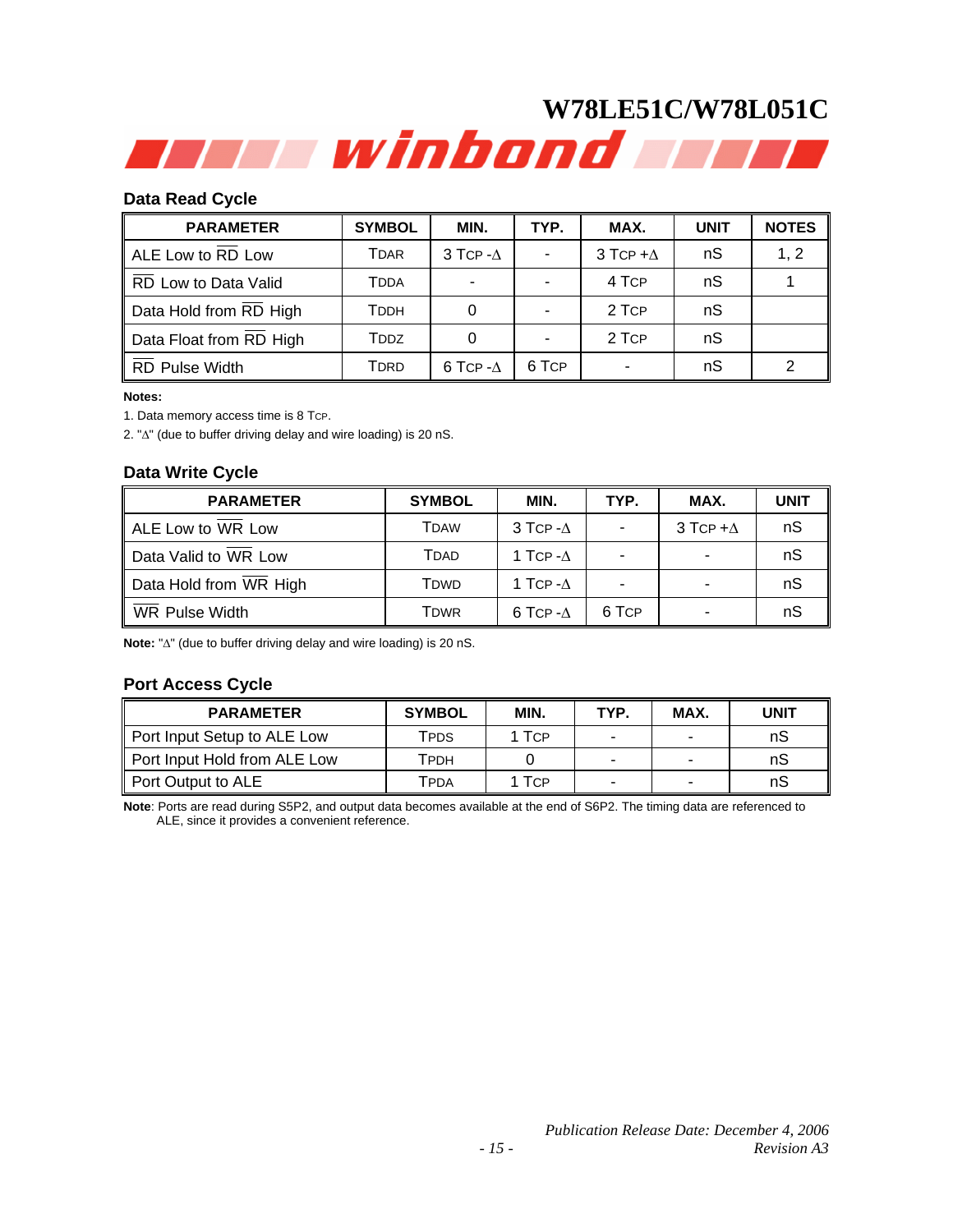### Data Read Cycle

| PARAMETER | SYMBOL | MIN. | TYP. | MAX. | UNIT | NOTES |
|---|---|---|---|---|---|---|
| ALE Low to $\overline{RD}$ Low | TDAR | 3 TCP -Δ | - | 3 TCP +Δ | nS | 1, 2 |
| $\overline{RD}$ Low to Data Valid | TDDA | - | - | 4 TCP | nS | 1 |
| Data Hold from $\overline{RD}$ High | TDDH | 0 | - | 2 TCP | nS | |
| Data Float from $\overline{RD}$ High | TDDZ | 0 | - | 2 TCP | nS | |
| $\overline{RD}$ Pulse Width | TDRD | 6 TCP -Δ | 6 TCP | - | nS | 2 |

**Notes:**

1. Data memory access time is 8 TCP.
2. "Δ" (due to buffer driving delay and wire loading) is 20 nS.

### Data Write Cycle

| PARAMETER | SYMBOL | MIN. | TYP. | MAX. | UNIT |
|---|---|---|---|---|---|
| ALE Low to $\overline{WR}$ Low | TDAW | 3 TCP -Δ | - | 3 TCP +Δ | nS |
| Data Valid to $\overline{WR}$ Low | TDAD | 1 TCP -Δ | - | - | nS |
| Data Hold from $\overline{WR}$ High | TDWD | 1 TCP -Δ | - | - | nS |
| $\overline{WR}$ Pulse Width | TDWR | 6 TCP -Δ | 6 TCP | - | nS |

**Note:** "Δ" (due to buffer driving delay and wire loading) is 20 nS.

### Port Access Cycle

| PARAMETER | SYMBOL | MIN. | TYP. | MAX. | UNIT |
|---|---|---|---|---|---|
| Port Input Setup to ALE Low | TPDS | 1 TCP | - | - | nS |
| Port Input Hold from ALE Low | TPDH | 0 | - | - | nS |
| Port Output to ALE | TPDA | 1 TCP | - | - | nS |

**Note**: Ports are read during S5P2, and output data becomes available at the end of S6P2. The timing data are referenced to ALE, since it provides a convenient reference.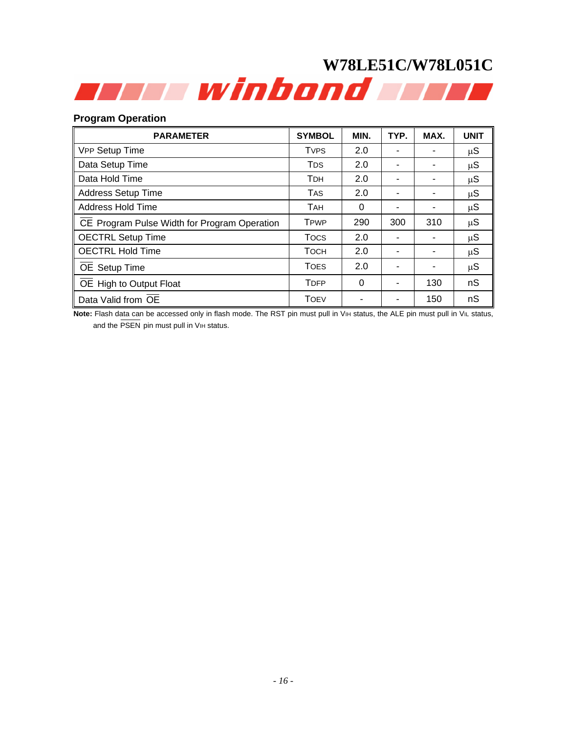## Program Operation

| PARAMETER | SYMBOL | MIN. | TYP. | MAX. | UNIT |
|---|---|---|---|---|---|
| VPP Setup Time | TVPS | 2.0 | - | - | µS |
| Data Setup Time | TDS | 2.0 | - | - | µS |
| Data Hold Time | TDH | 2.0 | - | - | µS |
| Address Setup Time | TAS | 2.0 | - | - | µS |
| Address Hold Time | TAH | 0 | - | - | µS |
| $\overline{\text{CE}}$ Program Pulse Width for Program Operation | TPWP | 290 | 300 | 310 | µS |
| OECTRL Setup Time | TOCS | 2.0 | - | - | µS |
| OECTRL Hold Time | TOCH | 2.0 | - | - | µS |
| $\overline{\text{OE}}$ Setup Time | TOES | 2.0 | - | - | µS |
| $\overline{\text{OE}}$ High to Output Float | TDFP | 0 | - | 130 | nS |
| Data Valid from $\overline{\text{OE}}$ | TOEV | - | - | 150 | nS |

**Note:** Flash data can be accessed only in flash mode. The RST pin must pull in VIH status, the ALE pin must pull in VIL status, and the $\overline{\text{PSEN}}$ pin must pull in VIH status.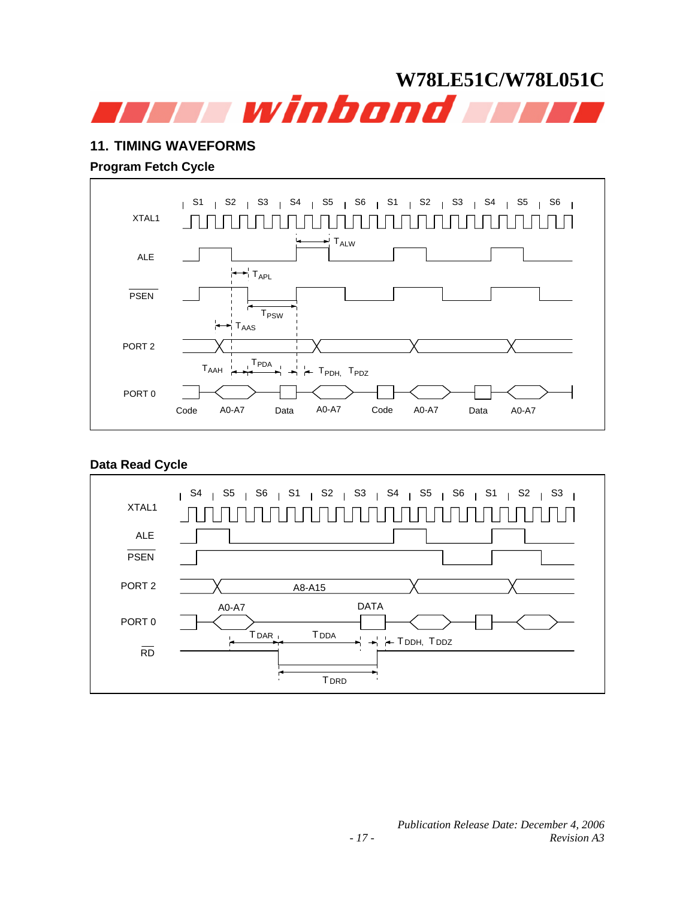## 11. TIMING WAVEFORMS

### Program Fetch Cycle

S1 S2 S3 S4 S5 S6 S1 S2 S3 S4 S5 S6

XTAL1

ALE

$T_{ALW}$

$T_{APL}$

PSEN

$T_{PSW}$

$T_{AAS}$

PORT 2

$T_{AAH}$ $T_{PDA}$ $T_{PDH}$, $T_{PDZ}$

PORT 0

Code A0-A7 Data A0-A7 Code A0-A7 Data A0-A7

### Data Read Cycle

S4 S5 S6 S1 S2 S3 S4 S5 S6 S1 S2 S3

XTAL1

ALE

PSEN

PORT 2 A8-A15

A0-A7 DATA

PORT 0

$T_{DAR}$ $T_{DDA}$ $T_{DDH}$, $T_{DDZ}$

RD

$T_{DRD}$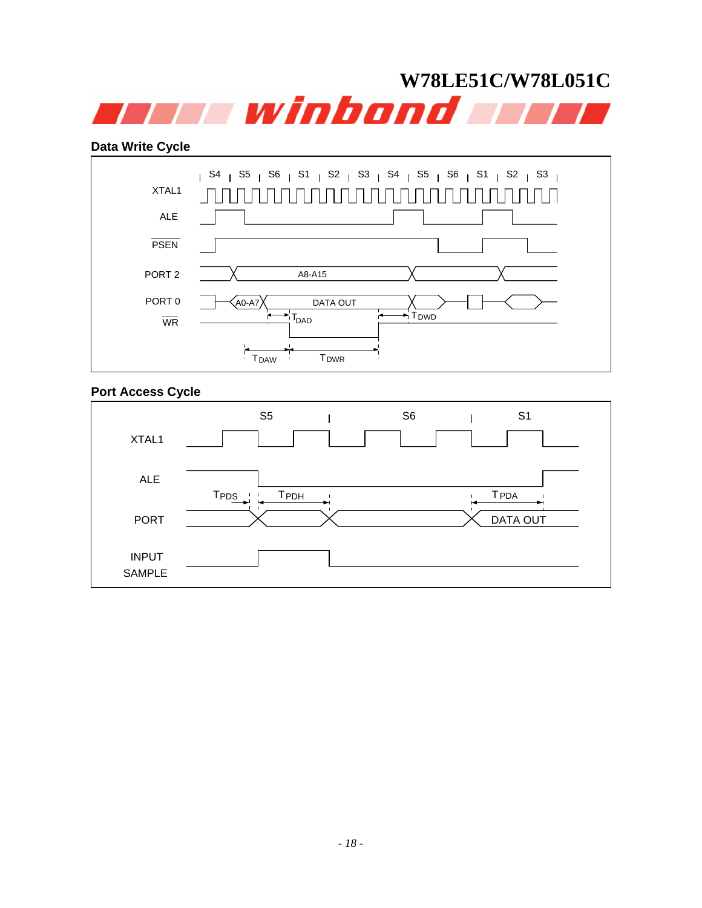## Data Write Cycle

S4 S5 S6 S1 S2 S3 S4 S5 S6 S1 S2 S3

XTAL1

ALE

PSEN

PORT 2 A8-A15

PORT 0 A0-A7 DATA OUT

WR

$T_{DAD}$ $T_{DWD}$

$T_{DAW}$ $T_{DWR}$

## Port Access Cycle

S5 S6 S1

XTAL1

ALE

$T_{PDS}$ $T_{PDH}$ $T_{PDA}$

PORT DATA OUT

INPUT SAMPLE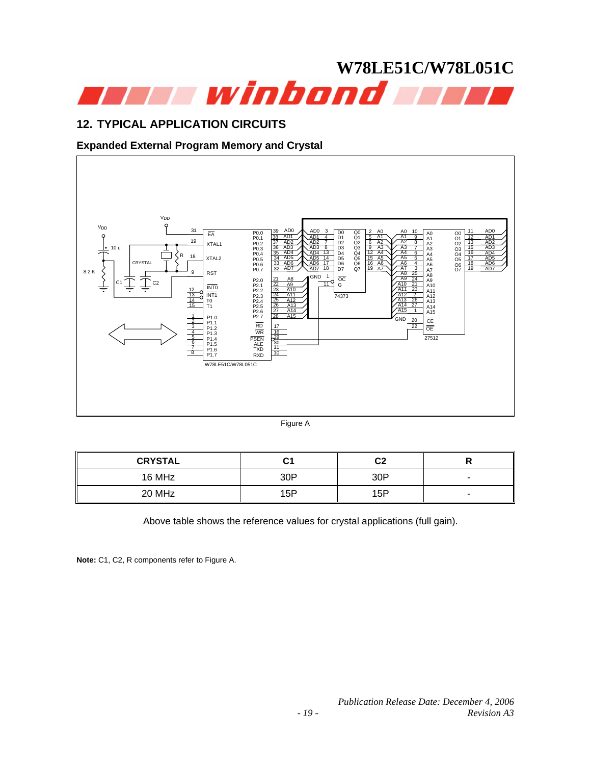## 12. TYPICAL APPLICATION CIRCUITS

### Expanded External Program Memory and Crystal

Figure A

| CRYSTAL | C1 | C2 | R |
| --- | --- | --- | --- |
| 16 MHz | 30P | 30P | - |
| 20 MHz | 15P | 15P | - |

Above table shows the reference values for crystal applications (full gain).

**Note:** C1, C2, R components refer to Figure A.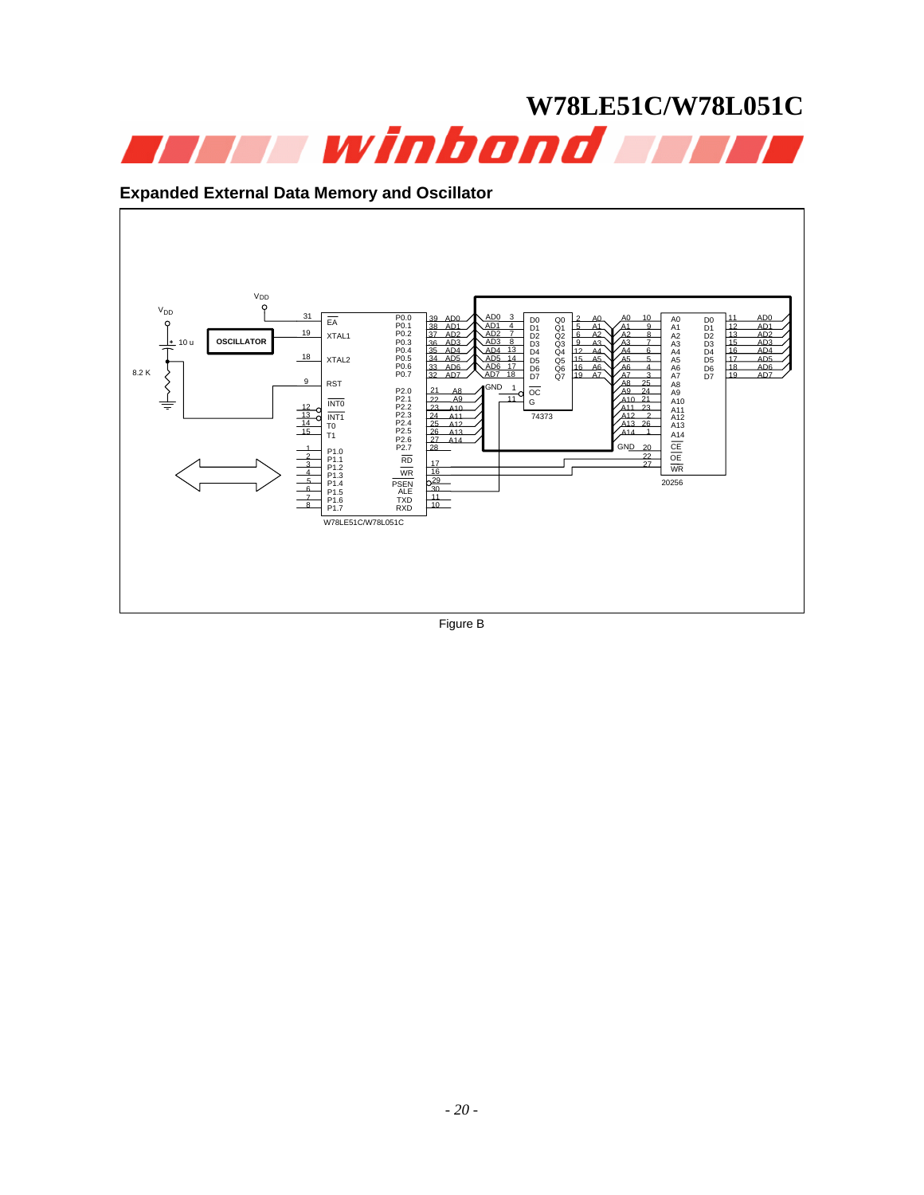## Expanded External Data Memory and Oscillator

Figure B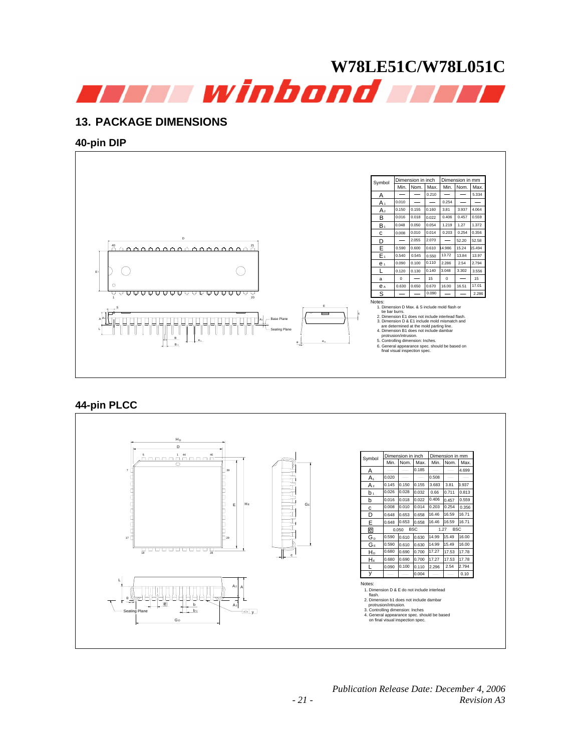## 13. PACKAGE DIMENSIONS

### 40-pin DIP

| Symbol | Dimension in inch | | | Dimension in mm | | |
|---|---|---|---|---|---|---|
| | Min. | Nom. | Max. | Min. | Nom. | Max. |
| A | — | — | 0.210 | — | — | 5.334 |
| $A_1$ | 0.010 | — | — | 0.254 | — | — |
| $A_2$ | 0.150 | 0.155 | 0.160 | 3.81 | 3.937 | 4.064 |
| B | 0.016 | 0.018 | 0.022 | 0.406 | 0.457 | 0.559 |
| $B_1$ | 0.048 | 0.050 | 0.054 | 1.219 | 1.27 | 1.372 |
| c | 0.008 | 0.010 | 0.014 | 0.203 | 0.254 | 0.356 |
| D | — | 2.055 | 2.070 | — | 52.20 | 52.58 |
| E | 0.590 | 0.600 | 0.610 | 14.986 | 15.24 | 15.494 |
| $E_1$ | 0.540 | 0.545 | 0.550 | 13.72 | 13.84 | 13.97 |
| $e_1$ | 0.090 | 0.100 | 0.110 | 2.286 | 2.54 | 2.794 |
| L | 0.120 | 0.130 | 0.140 | 3.048 | 3.302 | 3.556 |
| a | 0 | — | 15 | 0 | — | 15 |
| $e_A$ | 0.630 | 0.650 | 0.670 | 16.00 | 16.51 | 17.01 |
| S | — | — | 0.090 | — | — | 2.286 |

Notes:
1. Dimension D Max. & S include mold flash or tie bar burrs.
2. Dimension E1 does not include interlead flash.
3. Dimension D & E1 include mold mismatch and are determined at the mold parting line.
4. Dimension B1 does not include dambar protrusion/intrusion.
5. Controlling dimension: Inches.
6. General appearance spec. should be based on final visual inspection spec.

### 44-pin PLCC

| Symbol | Dimension in inch | | | Dimension in mm | | |
|---|---|---|---|---|---|---|
| | Min. | Nom. | Max. | Min. | Nom. | Max. |
| A | | | 0.185 | | | 4.699 |
| $A_1$ | 0.020 | | | 0.508 | | |
| $A_2$ | 0.145 | 0.150 | 0.155 | 3.683 | 3.81 | 3.937 |
| $b_1$ | 0.026 | 0.028 | 0.032 | 0.66 | 0.711 | 0.813 |
| b | 0.016 | 0.018 | 0.022 | 0.406 | 0.457 | 0.559 |
| c | 0.008 | 0.010 | 0.014 | 0.203 | 0.254 | 0.356 |
| D | 0.648 | 0.653 | 0.658 | 16.46 | 16.59 | 16.71 |
| E | 0.648 | 0.653 | 0.658 | 16.46 | 16.59 | 16.71 |
| e | | 0.050 BSC | | | 1.27 BSC | |
| $G_D$ | 0.590 | 0.610 | 0.630 | 14.99 | 15.49 | 16.00 |
| $G_E$ | 0.590 | 0.610 | 0.630 | 14.99 | 15.49 | 16.00 |
| $H_D$ | 0.680 | 0.690 | 0.700 | 17.27 | 17.53 | 17.78 |
| $H_E$ | 0.680 | 0.690 | 0.700 | 17.27 | 17.53 | 17.78 |
| L | 0.090 | 0.100 | 0.110 | 2.296 | 2.54 | 2.794 |
| y | | | 0.004 | | | 0.10 |

Notes:
1. Dimension D & E do not include interlead flash.
2. Dimension b1 does not include dambar protrusion/intrusion.
3. Controlling dimension: Inches
4. General appearance spec. should be based on final visual inspection spec.

*Publication Release Date: December 4, 2006*
*Revision A3*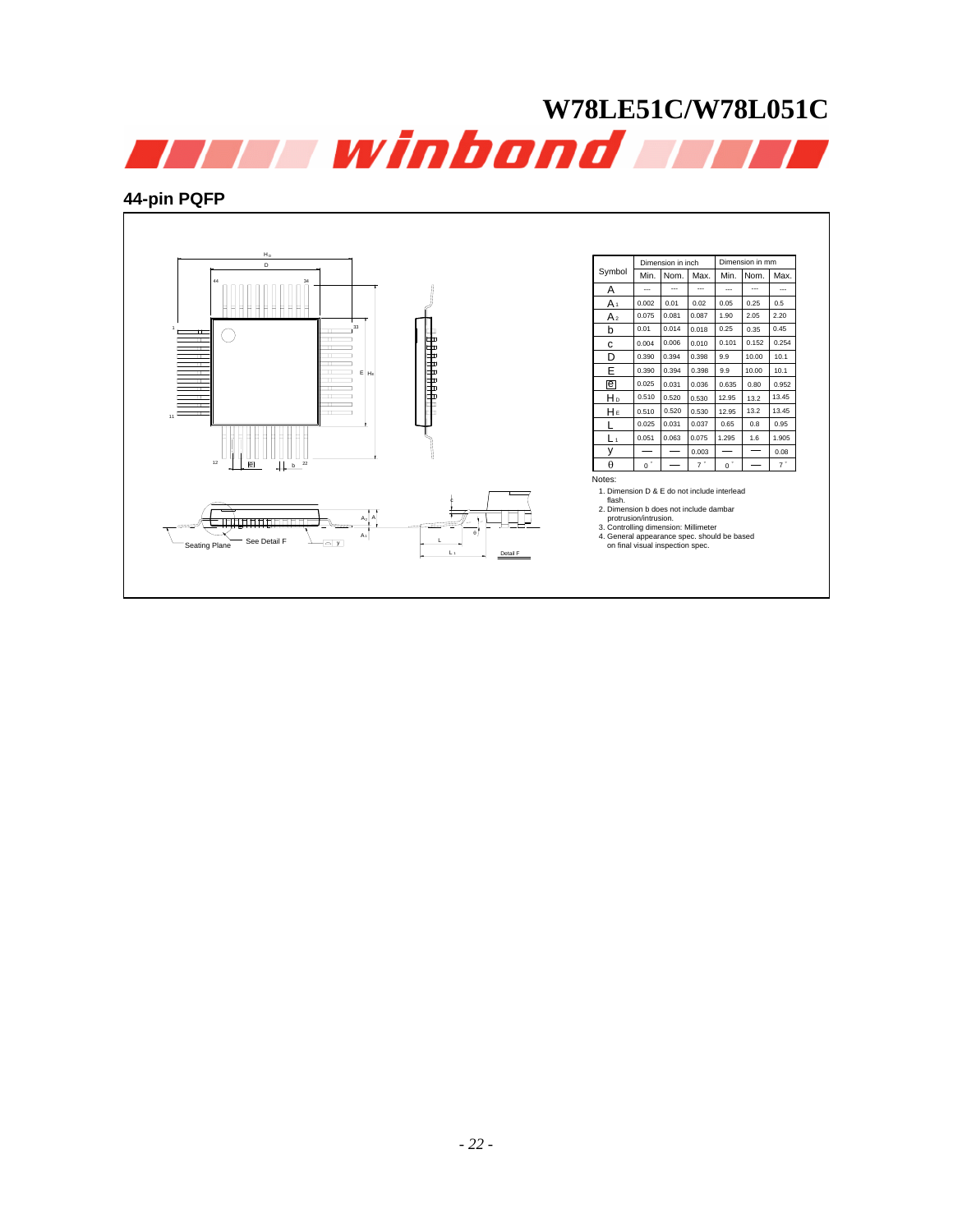## 44-pin PQFP

| Symbol | Dimension in inch | | | Dimension in mm | | |
|---|---|---|---|---|---|---|
| | Min. | Nom. | Max. | Min. | Nom. | Max. |
| A | --- | --- | --- | --- | --- | --- |
| $A_1$ | 0.002 | 0.01 | 0.02 | 0.05 | 0.25 | 0.5 |
| $A_2$ | 0.075 | 0.081 | 0.087 | 1.90 | 2.05 | 2.20 |
| b | 0.01 | 0.014 | 0.018 | 0.25 | 0.35 | 0.45 |
| c | 0.004 | 0.006 | 0.010 | 0.101 | 0.152 | 0.254 |
| D | 0.390 | 0.394 | 0.398 | 9.9 | 10.00 | 10.1 |
| E | 0.390 | 0.394 | 0.398 | 9.9 | 10.00 | 10.1 |
| e | 0.025 | 0.031 | 0.036 | 0.635 | 0.80 | 0.952 |
| $H_D$ | 0.510 | 0.520 | 0.530 | 12.95 | 13.2 | 13.45 |
| $H_E$ | 0.510 | 0.520 | 0.530 | 12.95 | 13.2 | 13.45 |
| L | 0.025 | 0.031 | 0.037 | 0.65 | 0.8 | 0.95 |
| $L_1$ | 0.051 | 0.063 | 0.075 | 1.295 | 1.6 | 1.905 |
| y | — | — | 0.003 | — | — | 0.08 |
| θ | 0° | — | 7° | 0° | — | 7° |

Notes:

1. Dimension D & E do not include interlead flash.
2. Dimension b does not include dambar protrusion/intrusion.
3. Controlling dimension: Millimeter
4. General appearance spec. should be based on final visual inspection spec.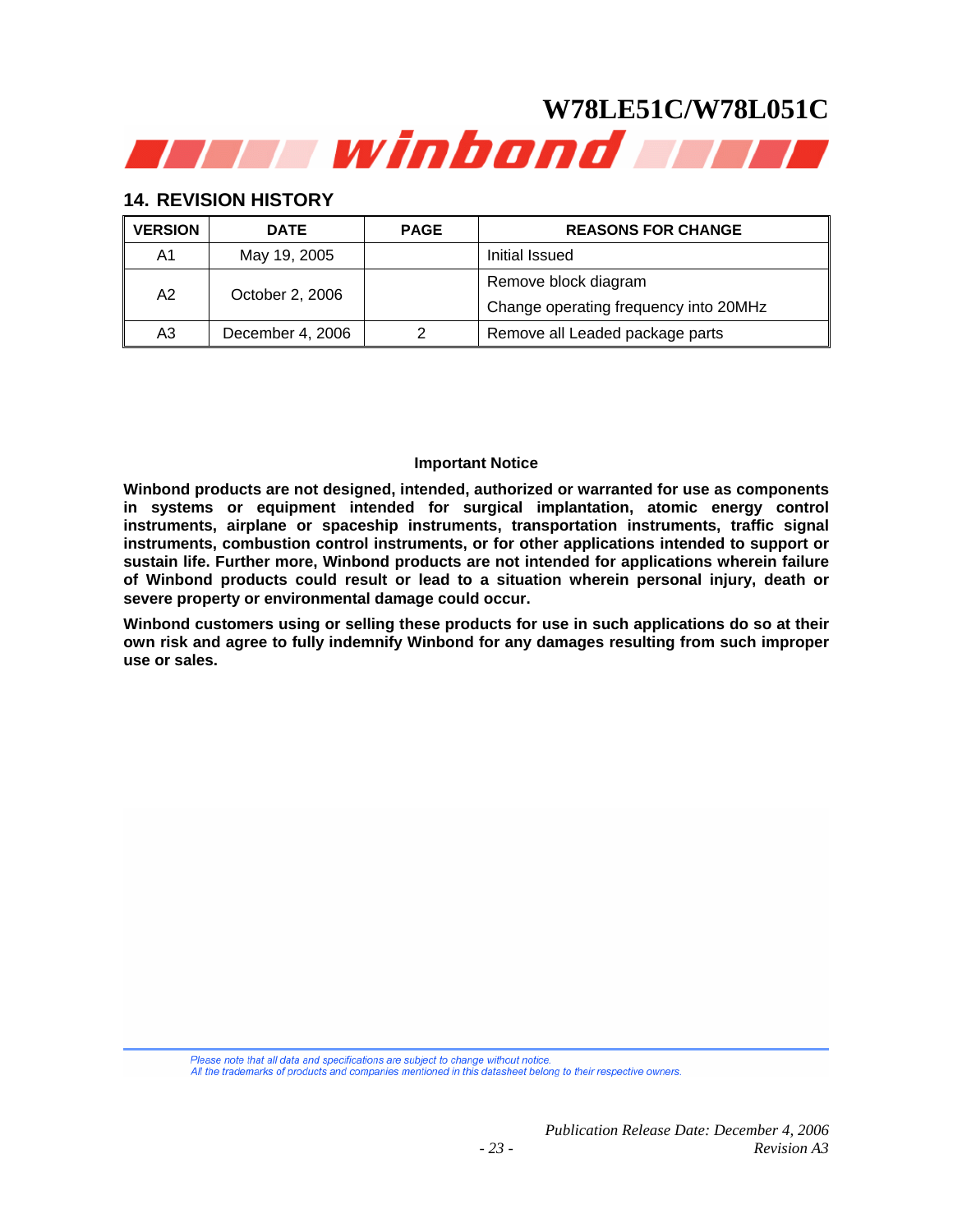## 14. REVISION HISTORY

| VERSION | DATE | PAGE | REASONS FOR CHANGE |
|---|---|---|---|
| A1 | May 19, 2005 | | Initial Issued |
| A2 | October 2, 2006 | | Remove block diagram<br>Change operating frequency into 20MHz |
| A3 | December 4, 2006 | 2 | Remove all Leaded package parts |

**Important Notice**

**Winbond products are not designed, intended, authorized or warranted for use as components in systems or equipment intended for surgical implantation, atomic energy control instruments, airplane or spaceship instruments, transportation instruments, traffic signal instruments, combustion control instruments, or for other applications intended to support or sustain life. Further more, Winbond products are not intended for applications wherein failure of Winbond products could result or lead to a situation wherein personal injury, death or severe property or environmental damage could occur.**

**Winbond customers using or selling these products for use in such applications do so at their own risk and agree to fully indemnify Winbond for any damages resulting from such improper use or sales.**

*Please note that all data and specifications are subject to change without notice.*
*All the trademarks of products and companies mentioned in this datasheet belong to their respective owners.*